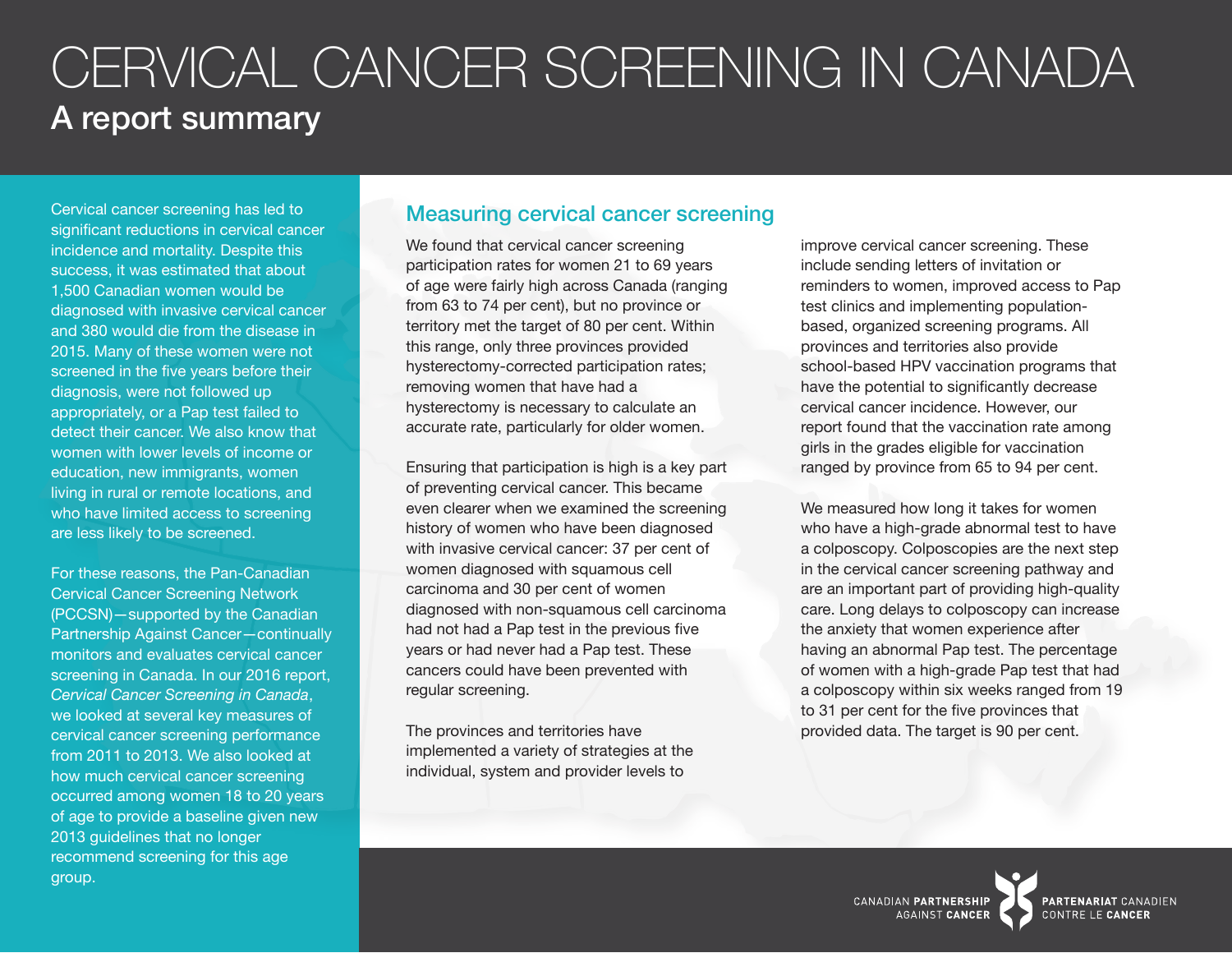# CERVICAL CANCER SCREENING IN CANADA

## A report summary

Cervical cancer screening has led to significant reductions in cervical cancer incidence and mortality. Despite this success, it was estimated that about 1,500 Canadian women would be diagnosed with invasive cervical cancer and 380 would die from the disease in 2015. Many of these women were not screened in the five years before their diagnosis, were not followed up appropriately, or a Pap test failed to detect their cancer. We also know that women with lower levels of income or education, new immigrants, women living in rural or remote locations, and who have limited access to screening are less likely to be screened.

For these reasons, the Pan-Canadian Cervical Cancer Screening Network (PCCSN)—supported by the Canadian Partnership Against Cancer—continually monitors and evaluates cervical cancer screening in Canada. In our 2016 report, *Cervical Cancer Screening in Canada*, we looked at several key measures of cervical cancer screening performance from 2011 to 2013. We also looked at how much cervical cancer screening occurred among women 18 to 20 years of age to provide a baseline given new 2013 guidelines that no longer recommend screening for this age group.

### Measuring cervical cancer screening

We found that cervical cancer screening participation rates for women 21 to 69 years of age were fairly high across Canada (ranging from 63 to 74 per cent), but no province or territory met the target of 80 per cent. Within this range, only three provinces provided hysterectomy-corrected participation rates; removing women that have had a hysterectomy is necessary to calculate an accurate rate, particularly for older women.

Ensuring that participation is high is a key part of preventing cervical cancer. This became even clearer when we examined the screening history of women who have been diagnosed with invasive cervical cancer: 37 per cent of women diagnosed with squamous cell carcinoma and 30 per cent of women diagnosed with non-squamous cell carcinoma had not had a Pap test in the previous five years or had never had a Pap test. These cancers could have been prevented with regular screening.

The provinces and territories have implemented a variety of strategies at the individual, system and provider levels to improve cervical cancer screening. These include sending letters of invitation or reminders to women, improved access to Pap test clinics and implementing population-based, organized screening programs. All provinces and territories also provide school-based HPV vaccination programs that have the potential to significantly decrease cervical cancer incidence. However, our report found that the vaccination rate among girls in the grades eligible for vaccination ranged by province from 65 to 94 per cent.

We measured how long it takes for women who have a high-grade abnormal test to have a colposcopy. Colposcopies are the next step in the cervical cancer screening pathway and are an important part of providing high-quality care. Long delays to colposcopy can increase the anxiety that women experience after having an abnormal Pap test. The percentage of women with a high-grade Pap test that had a colposcopy within six weeks ranged from 19 to 31 per cent for the five provinces that provided data. The target is 90 per cent.

CANADIAN **PARTNERSHIP** AGAINST **CANCER** | **PARTENARIAT** CANADIEN CONTRE LE **CANCER**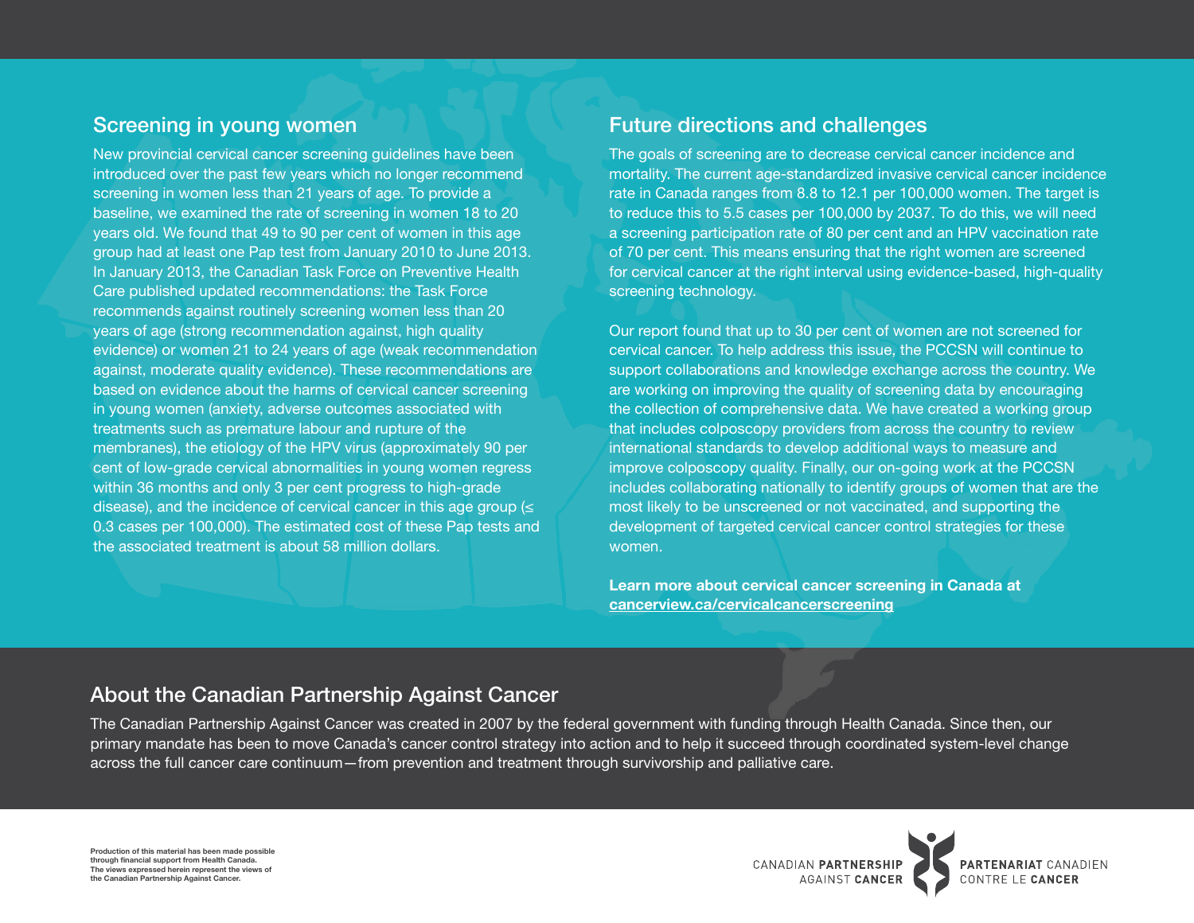## Screening in young women

New provincial cervical cancer screening guidelines have been introduced over the past few years which no longer recommend screening in women less than 21 years of age. To provide a baseline, we examined the rate of screening in women 18 to 20 years old. We found that 49 to 90 per cent of women in this age group had at least one Pap test from January 2010 to June 2013. In January 2013, the Canadian Task Force on Preventive Health Care published updated recommendations: the Task Force recommends against routinely screening women less than 20 years of age (strong recommendation against, high quality evidence) or women 21 to 24 years of age (weak recommendation against, moderate quality evidence). These recommendations are based on evidence about the harms of cervical cancer screening in young women (anxiety, adverse outcomes associated with treatments such as premature labour and rupture of the membranes), the etiology of the HPV virus (approximately 90 per cent of low-grade cervical abnormalities in young women regress within 36 months and only 3 per cent progress to high-grade disease), and the incidence of cervical cancer in this age group (≤ 0.3 cases per 100,000). The estimated cost of these Pap tests and the associated treatment is about 58 million dollars.

## Future directions and challenges

The goals of screening are to decrease cervical cancer incidence and mortality. The current age-standardized invasive cervical cancer incidence rate in Canada ranges from 8.8 to 12.1 per 100,000 women. The target is to reduce this to 5.5 cases per 100,000 by 2037. To do this, we will need a screening participation rate of 80 per cent and an HPV vaccination rate of 70 per cent. This means ensuring that the right women are screened for cervical cancer at the right interval using evidence-based, high-quality screening technology.

Our report found that up to 30 per cent of women are not screened for cervical cancer. To help address this issue, the PCCSN will continue to support collaborations and knowledge exchange across the country. We are working on improving the quality of screening data by encouraging the collection of comprehensive data. We have created a working group that includes colposcopy providers from across the country to review international standards to develop additional ways to measure and improve colposcopy quality. Finally, our on-going work at the PCCSN includes collaborating nationally to identify groups of women that are the most likely to be unscreened or not vaccinated, and supporting the development of targeted cervical cancer control strategies for these women.

**Learn more about cervical cancer screening in Canada at cancerview.ca/cervicalcancerscreening**

## About the Canadian Partnership Against Cancer

The Canadian Partnership Against Cancer was created in 2007 by the federal government with funding through Health Canada. Since then, our primary mandate has been to move Canada's cancer control strategy into action and to help it succeed through coordinated system-level change across the full cancer care continuum—from prevention and treatment through survivorship and palliative care.

**Production of this material has been made possible through financial support from Health Canada. The views expressed herein represent the views of the Canadian Partnership Against Cancer.**

CANADIAN **PARTNERSHIP** AGAINST **CANCER** | **PARTENARIAT** CANADIEN CONTRE LE **CANCER**